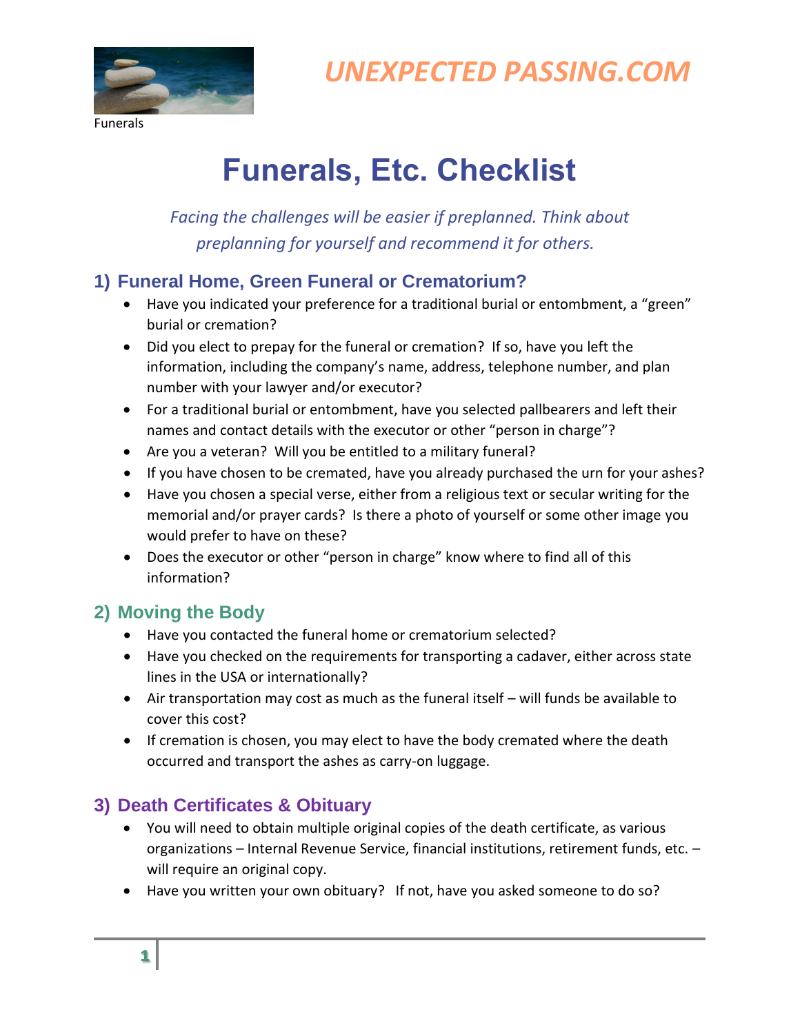UNEXPECTED PASSING.COM

Funerals

# Funerals, Etc. Checklist

*Facing the challenges will be easier if preplanned. Think about preplanning for yourself and recommend it for others.*

## 1) Funeral Home, Green Funeral or Crematorium?

- Have you indicated your preference for a traditional burial or entombment, a "green" burial or cremation?
- Did you elect to prepay for the funeral or cremation? If so, have you left the information, including the company's name, address, telephone number, and plan number with your lawyer and/or executor?
- For a traditional burial or entombment, have you selected pallbearers and left their names and contact details with the executor or other "person in charge"?
- Are you a veteran? Will you be entitled to a military funeral?
- If you have chosen to be cremated, have you already purchased the urn for your ashes?
- Have you chosen a special verse, either from a religious text or secular writing for the memorial and/or prayer cards? Is there a photo of yourself or some other image you would prefer to have on these?
- Does the executor or other "person in charge" know where to find all of this information?

## 2) Moving the Body

- Have you contacted the funeral home or crematorium selected?
- Have you checked on the requirements for transporting a cadaver, either across state lines in the USA or internationally?
- Air transportation may cost as much as the funeral itself – will funds be available to cover this cost?
- If cremation is chosen, you may elect to have the body cremated where the death occurred and transport the ashes as carry-on luggage.

## 3) Death Certificates & Obituary

- You will need to obtain multiple original copies of the death certificate, as various organizations – Internal Revenue Service, financial institutions, retirement funds, etc. – will require an original copy.
- Have you written your own obituary? If not, have you asked someone to do so?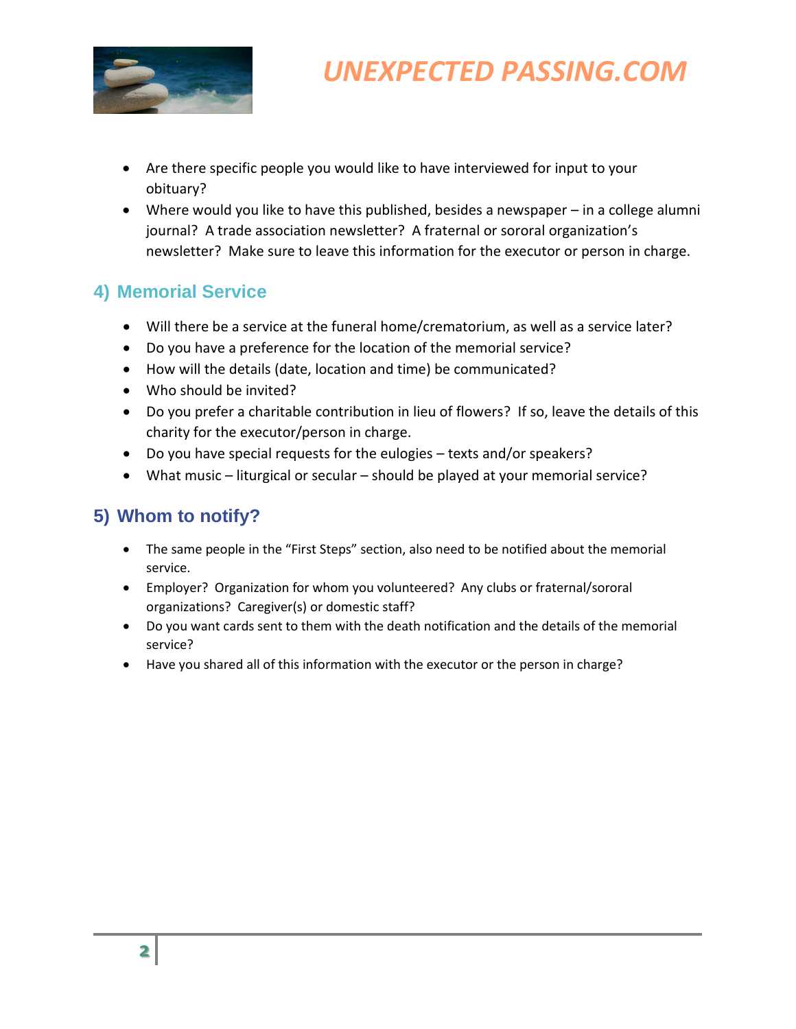- Are there specific people you would like to have interviewed for input to your obituary?
- Where would you like to have this published, besides a newspaper – in a college alumni journal? A trade association newsletter? A fraternal or sororal organization's newsletter? Make sure to leave this information for the executor or person in charge.

## 4) Memorial Service

- Will there be a service at the funeral home/crematorium, as well as a service later?
- Do you have a preference for the location of the memorial service?
- How will the details (date, location and time) be communicated?
- Who should be invited?
- Do you prefer a charitable contribution in lieu of flowers? If so, leave the details of this charity for the executor/person in charge.
- Do you have special requests for the eulogies – texts and/or speakers?
- What music – liturgical or secular – should be played at your memorial service?

## 5) Whom to notify?

- The same people in the "First Steps" section, also need to be notified about the memorial service.
- Employer? Organization for whom you volunteered? Any clubs or fraternal/sororal organizations? Caregiver(s) or domestic staff?
- Do you want cards sent to them with the death notification and the details of the memorial service?
- Have you shared all of this information with the executor or the person in charge?